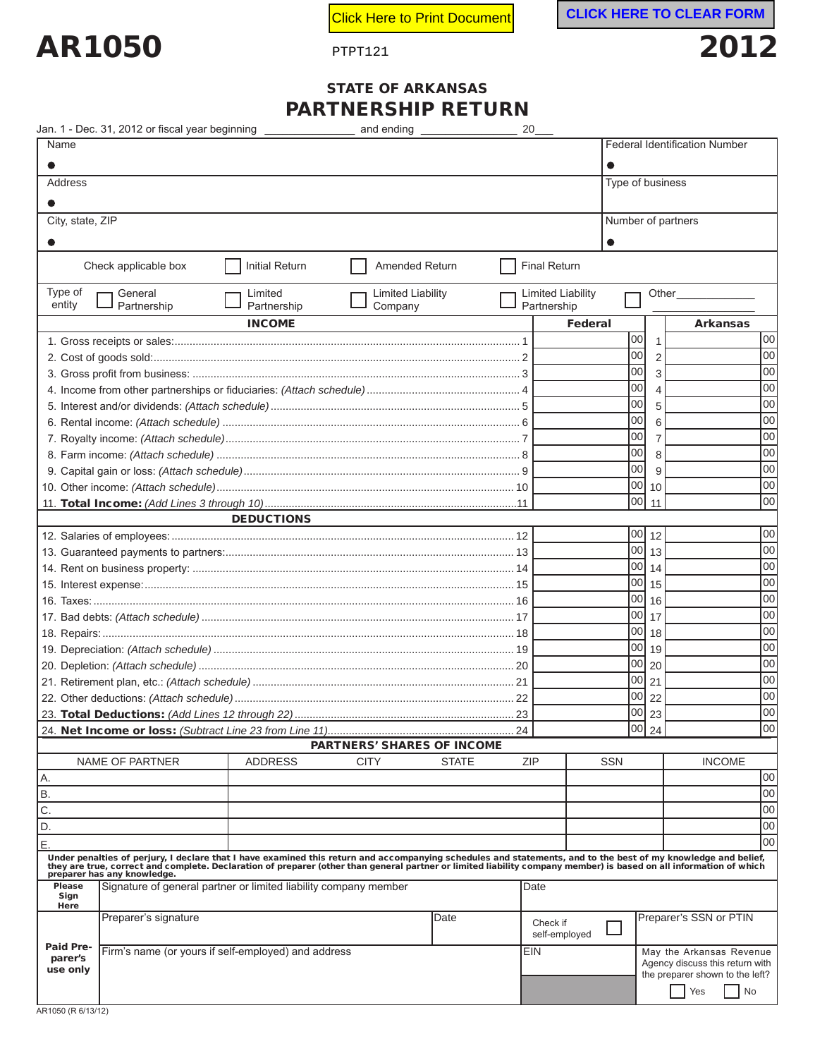Click Here to Print Document

CLICK HERE TO CLEAR FORM

# AR1050

PTPT121

**2012**

## STATE OF ARKANSAS
## PARTNERSHIP RETURN

Jan. 1 - Dec. 31, 2012 or fiscal year beginning ______________ and ending ______________ 20___

| Name ● | Federal Identification Number ● |
|---|---|
| Address ● | Type of business |
| City, state, ZIP ● | Number of partners ● |

Check applicable box ☐ Initial Return ☐ Amended Return ☐ Final Return

Type of entity ☐ General Partnership ☐ Limited Partnership ☐ Limited Liability Company ☐ Limited Liability Partnership ☐ Other_____________

| **INCOME** | | **Federal** | | **Arkansas** |
|---|---|---|---|---|
| 1. Gross receipts or sales: | 1 | 00 | 1 | 00 |
| 2. Cost of goods sold: | 2 | 00 | 2 | 00 |
| 3. Gross profit from business: | 3 | 00 | 3 | 00 |
| 4. Income from other partnerships or fiduciaries: *(Attach schedule)* | 4 | 00 | 4 | 00 |
| 5. Interest and/or dividends: *(Attach schedule)* | 5 | 00 | 5 | 00 |
| 6. Rental income: *(Attach schedule)* | 6 | 00 | 6 | 00 |
| 7. Royalty income: *(Attach schedule)* | 7 | 00 | 7 | 00 |
| 8. Farm income: *(Attach schedule)* | 8 | 00 | 8 | 00 |
| 9. Capital gain or loss: *(Attach schedule)* | 9 | 00 | 9 | 00 |
| 10. Other income: *(Attach schedule)* | 10 | 00 | 10 | 00 |
| 11. **Total Income:** *(Add Lines 3 through 10)* | 11 | 00 | 11 | 00 |
| **DEDUCTIONS** | | | | |
| 12. Salaries of employees: | 12 | 00 | 12 | 00 |
| 13. Guaranteed payments to partners: | 13 | 00 | 13 | 00 |
| 14. Rent on business property: | 14 | 00 | 14 | 00 |
| 15. Interest expense: | 15 | 00 | 15 | 00 |
| 16. Taxes: | 16 | 00 | 16 | 00 |
| 17. Bad debts: *(Attach schedule)* | 17 | 00 | 17 | 00 |
| 18. Repairs: | 18 | 00 | 18 | 00 |
| 19. Depreciation: *(Attach schedule)* | 19 | 00 | 19 | 00 |
| 20. Depletion: *(Attach schedule)* | 20 | 00 | 20 | 00 |
| 21. Retirement plan, etc.: *(Attach schedule)* | 21 | 00 | 21 | 00 |
| 22. Other deductions: *(Attach schedule)* | 22 | 00 | 22 | 00 |
| 23. **Total Deductions:** *(Add Lines 12 through 22)* | 23 | 00 | 23 | 00 |
| 24. **Net Income or loss:** *(Subtract Line 23 from Line 11)* | 24 | 00 | 24 | 00 |

**PARTNERS' SHARES OF INCOME**

| NAME OF PARTNER | ADDRESS CITY STATE ZIP | SSN | INCOME |
|---|---|---|---|
| A. | | | 00 |
| B. | | | 00 |
| C. | | | 00 |
| D. | | | 00 |
| E. | | | 00 |

**Under penalties of perjury, I declare that I have examined this return and accompanying schedules and statements, and to the best of my knowledge and belief, they are true, correct and complete. Declaration of preparer (other than general partner or limited liability company member) is based on all information of which preparer has any knowledge.**

| **Please Sign Here** | Signature of general partner or limited liability company member | | Date | |
|---|---|---|---|---|
| **Paid Preparer's use only** | Preparer's signature | Date | Check if self-employed ☐ | Preparer's SSN or PTIN |
| | Firm's name (or yours if self-employed) and address | | EIN | May the Arkansas Revenue Agency discuss this return with the preparer shown to the left? ☐ Yes ☐ No |

AR1050 (R 6/13/12)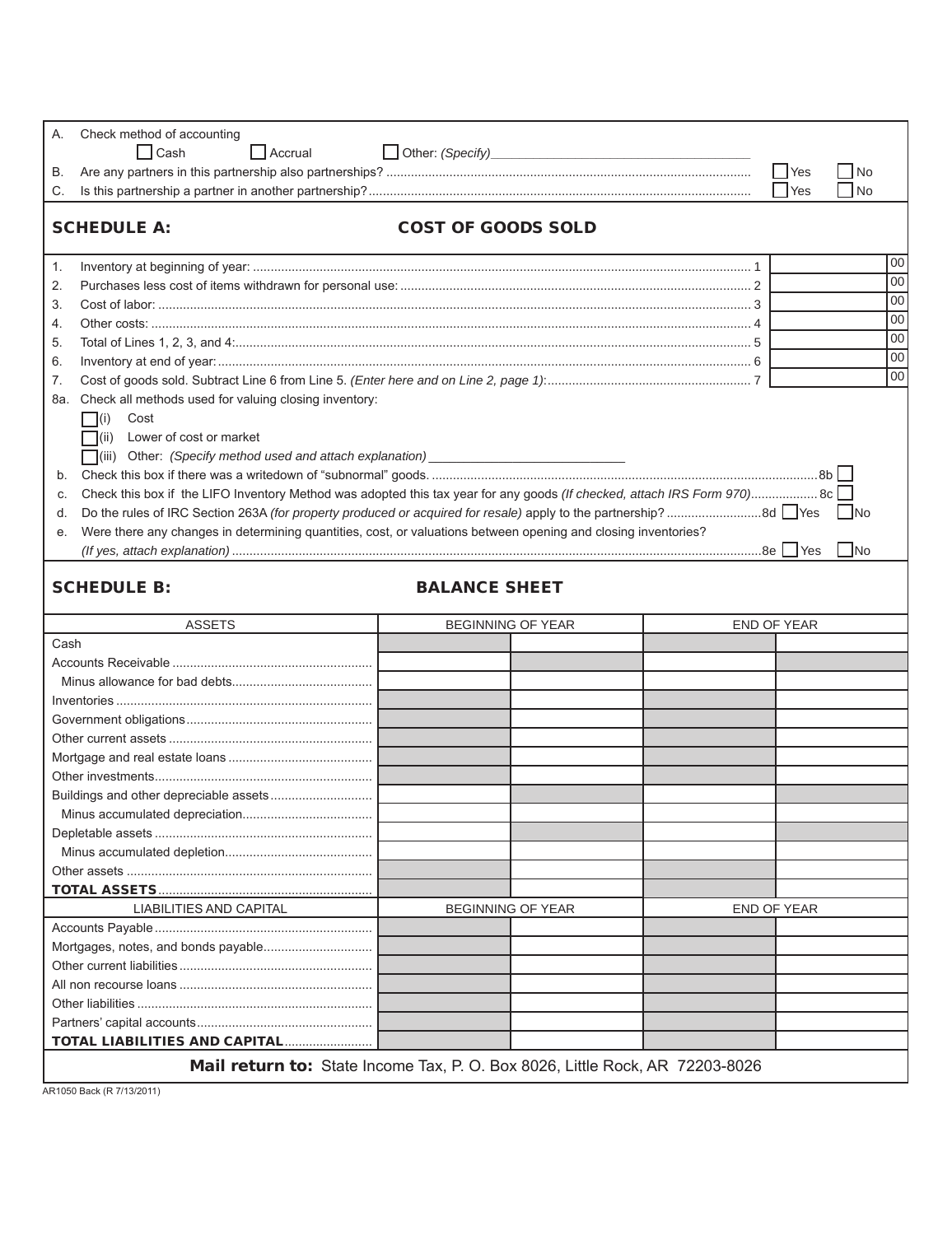A. Check method of accounting

☐ Cash ☐ Accrual ☐ Other: *(Specify)*\_\_\_\_\_\_\_\_\_\_\_\_\_\_\_\_\_\_\_\_\_\_\_\_\_\_\_\_\_\_

B. Are any partners in this partnership also partnerships? ☐ Yes ☐ No

C. Is this partnership a partner in another partnership? ☐ Yes ☐ No

## SCHEDULE A: COST OF GOODS SOLD

| | | | |
|---|---|---|---|
| 1. | Inventory at beginning of year: | 1 | 00 |
| 2. | Purchases less cost of items withdrawn for personal use: | 2 | 00 |
| 3. | Cost of labor: | 3 | 00 |
| 4. | Other costs: | 4 | 00 |
| 5. | Total of Lines 1, 2, 3, and 4: | 5 | 00 |
| 6. | Inventory at end of year: | 6 | 00 |
| 7. | Cost of goods sold. Subtract Line 6 from Line 5. *(Enter here and on Line 2, page 1)*: | 7 | 00 |

8a. Check all methods used for valuing closing inventory:

☐ (i) Cost

☐ (ii) Lower of cost or market

☐ (iii) Other: *(Specify method used and attach explanation)* \_\_\_\_\_\_\_\_\_\_\_\_\_\_\_\_\_\_\_\_\_\_\_\_

b. Check this box if there was a writedown of "subnormal" goods. 8b ☐

c. Check this box if the LIFO Inventory Method was adopted this tax year for any goods *(If checked, attach IRS Form 970)* 8c ☐

d. Do the rules of IRC Section 263A *(for property produced or acquired for resale)* apply to the partnership? 8d ☐ Yes ☐ No

e. Were there any changes in determining quantities, cost, or valuations between opening and closing inventories? *(If yes, attach explanation)* 8e ☐ Yes ☐ No

## SCHEDULE B: BALANCE SHEET

| ASSETS | BEGINNING OF YEAR | | END OF YEAR | |
|---|---|---|---|---|
| Cash | | | | |
| Accounts Receivable | | | | |
| Minus allowance for bad debts | | | | |
| Inventories | | | | |
| Government obligations | | | | |
| Other current assets | | | | |
| Mortgage and real estate loans | | | | |
| Other investments | | | | |
| Buildings and other depreciable assets | | | | |
| Minus accumulated depreciation | | | | |
| Depletable assets | | | | |
| Minus accumulated depletion | | | | |
| Other assets | | | | |
| **TOTAL ASSETS** | | | | |
| LIABILITIES AND CAPITAL | BEGINNING OF YEAR | | END OF YEAR | |
| Accounts Payable | | | | |
| Mortgages, notes, and bonds payable | | | | |
| Other current liabilities | | | | |
| All non recourse loans | | | | |
| Other liabilities | | | | |
| Partners' capital accounts | | | | |
| **TOTAL LIABILITIES AND CAPITAL** | | | | |

**Mail return to:** State Income Tax, P. O. Box 8026, Little Rock, AR 72203-8026

AR1050 Back (R 7/13/2011)